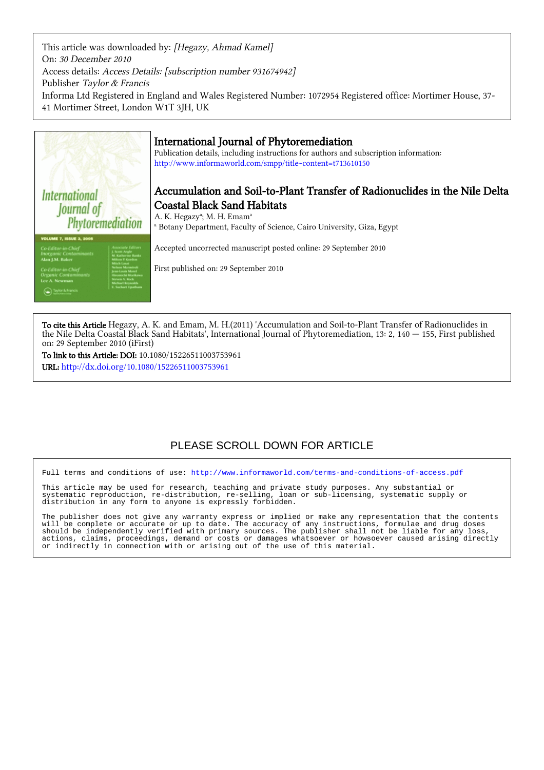This article was downloaded by: *[Hegazy, Ahmad Kamel]*
On: *30 December 2010*
Access details: *Access Details: [subscription number 931674942]*
Publisher *Taylor & Francis*
Informa Ltd Registered in England and Wales Registered Number: 1072954 Registered office: Mortimer House, 37-41 Mortimer Street, London W1T 3JH, UK

## International Journal of Phytoremediation

Publication details, including instructions for authors and subscription information:
http://www.informaworld.com/smpp/title~content=t713610150

## Accumulation and Soil-to-Plant Transfer of Radionuclides in the Nile Delta Coastal Black Sand Habitats

A. K. Hegazy[a]; M. H. Emam[a]

[a] Botany Department, Faculty of Science, Cairo University, Giza, Egypt

Accepted uncorrected manuscript posted online: 29 September 2010

First published on: 29 September 2010

**To cite this Article** Hegazy, A. K. and Emam, M. H.(2011) 'Accumulation and Soil-to-Plant Transfer of Radionuclides in the Nile Delta Coastal Black Sand Habitats', International Journal of Phytoremediation, 13: 2, 140 — 155, First published on: 29 September 2010 (iFirst)

**To link to this Article: DOI:** 10.1080/15226511003753961

**URL:** http://dx.doi.org/10.1080/15226511003753961

PLEASE SCROLL DOWN FOR ARTICLE

```
Full terms and conditions of use: http://www.informaworld.com/terms-and-conditions-of-access.pdf

This article may be used for research, teaching and private study purposes. Any substantial or
systematic reproduction, re-distribution, re-selling, loan or sub-licensing, systematic supply or
distribution in any form to anyone is expressly forbidden.

The publisher does not give any warranty express or implied or make any representation that the contents
will be complete or accurate or up to date. The accuracy of any instructions, formulae and drug doses
should be independently verified with primary sources. The publisher shall not be liable for any loss,
actions, claims, proceedings, demand or costs or damages whatsoever or howsoever caused arising directly
or indirectly in connection with or arising out of the use of this material.
```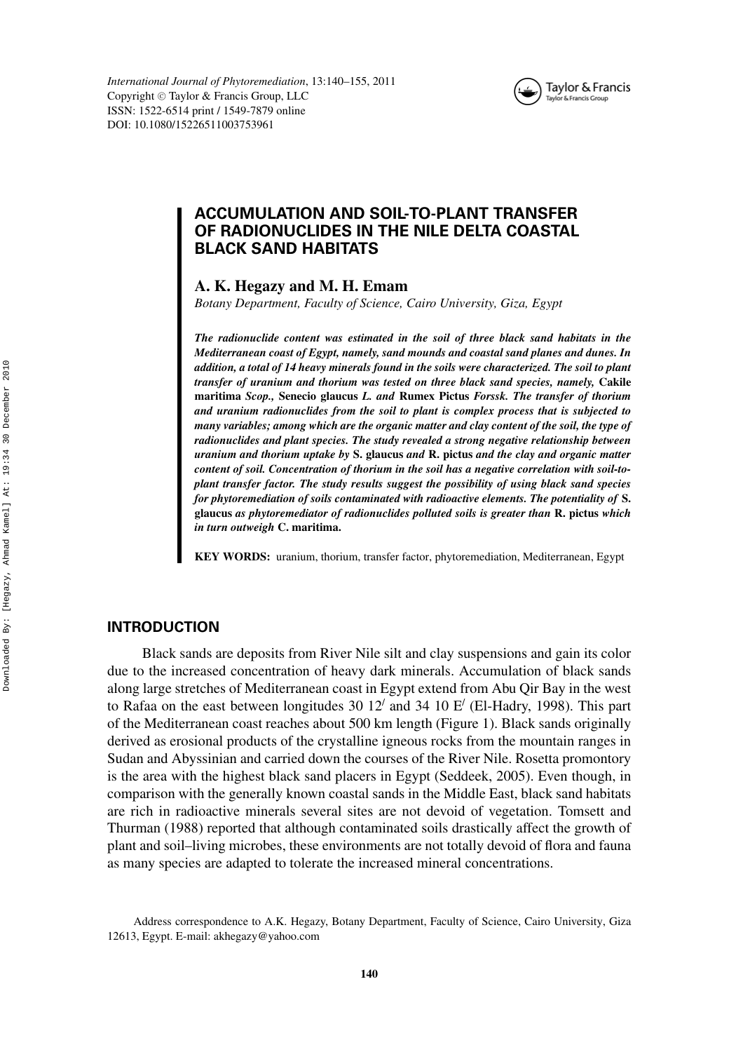# ACCUMULATION AND SOIL-TO-PLANT TRANSFER OF RADIONUCLIDES IN THE NILE DELTA COASTAL BLACK SAND HABITATS

**A. K. Hegazy and M. H. Emam**

*Botany Department, Faculty of Science, Cairo University, Giza, Egypt*

***The radionuclide content was estimated in the soil of three black sand habitats in the Mediterranean coast of Egypt, namely, sand mounds and coastal sand planes and dunes. In addition, a total of 14 heavy minerals found in the soils were characterized. The soil to plant transfer of uranium and thorium was tested on three black sand species, namely,*** **Cakile maritima** ***Scop.,*** **Senecio glaucus** ***L. and*** **Rumex Pictus** ***Forssk. The transfer of thorium and uranium radionuclides from the soil to plant is complex process that is subjected to many variables; among which are the organic matter and clay content of the soil, the type of radionuclides and plant species. The study revealed a strong negative relationship between uranium and thorium uptake by*** **S. glaucus** ***and*** **R. pictus** ***and the clay and organic matter content of soil. Concentration of thorium in the soil has a negative correlation with soil-to-plant transfer factor. The study results suggest the possibility of using black sand species for phytoremediation of soils contaminated with radioactive elements. The potentiality of*** **S. glaucus** ***as phytoremediator of radionuclides polluted soils is greater than*** **R. pictus** ***which in turn outweigh*** **C. maritima.**

**KEY WORDS:** uranium, thorium, transfer factor, phytoremediation, Mediterranean, Egypt

## INTRODUCTION

Black sands are deposits from River Nile silt and clay suspensions and gain its color due to the increased concentration of heavy dark minerals. Accumulation of black sands along large stretches of Mediterranean coast in Egypt extend from Abu Qir Bay in the west to Rafaa on the east between longitudes 30 12′ and 34 10 E′ (El-Hadry, 1998). This part of the Mediterranean coast reaches about 500 km length (Figure 1). Black sands originally derived as erosional products of the crystalline igneous rocks from the mountain ranges in Sudan and Abyssinian and carried down the courses of the River Nile. Rosetta promontory is the area with the highest black sand placers in Egypt (Seddeek, 2005). Even though, in comparison with the generally known coastal sands in the Middle East, black sand habitats are rich in radioactive minerals several sites are not devoid of vegetation. Tomsett and Thurman (1988) reported that although contaminated soils drastically affect the growth of plant and soil–living microbes, these environments are not totally devoid of flora and fauna as many species are adapted to tolerate the increased mineral concentrations.

Address correspondence to A.K. Hegazy, Botany Department, Faculty of Science, Cairo University, Giza 12613, Egypt. E-mail: akhegazy@yahoo.com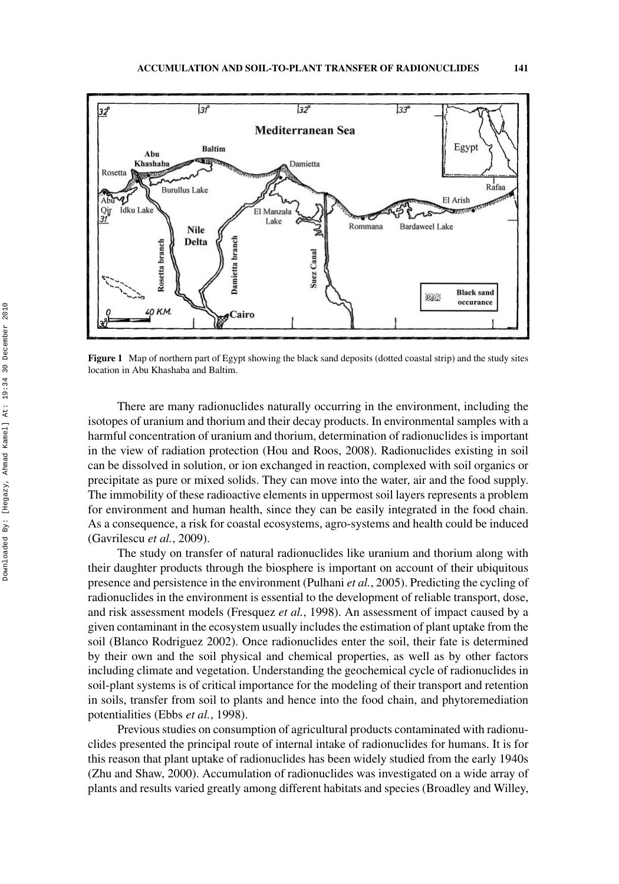**Figure 1** Map of northern part of Egypt showing the black sand deposits (dotted coastal strip) and the study sites location in Abu Khashaba and Baltim.

There are many radionuclides naturally occurring in the environment, including the isotopes of uranium and thorium and their decay products. In environmental samples with a harmful concentration of uranium and thorium, determination of radionuclides is important in the view of radiation protection (Hou and Roos, 2008). Radionuclides existing in soil can be dissolved in solution, or ion exchanged in reaction, complexed with soil organics or precipitate as pure or mixed solids. They can move into the water, air and the food supply. The immobility of these radioactive elements in uppermost soil layers represents a problem for environment and human health, since they can be easily integrated in the food chain. As a consequence, a risk for coastal ecosystems, agro-systems and health could be induced (Gavrilescu *et al.*, 2009).

The study on transfer of natural radionuclides like uranium and thorium along with their daughter products through the biosphere is important on account of their ubiquitous presence and persistence in the environment (Pulhani *et al.*, 2005). Predicting the cycling of radionuclides in the environment is essential to the development of reliable transport, dose, and risk assessment models (Fresquez *et al.*, 1998). An assessment of impact caused by a given contaminant in the ecosystem usually includes the estimation of plant uptake from the soil (Blanco Rodriguez 2002). Once radionuclides enter the soil, their fate is determined by their own and the soil physical and chemical properties, as well as by other factors including climate and vegetation. Understanding the geochemical cycle of radionuclides in soil-plant systems is of critical importance for the modeling of their transport and retention in soils, transfer from soil to plants and hence into the food chain, and phytoremediation potentialities (Ebbs *et al.*, 1998).

Previous studies on consumption of agricultural products contaminated with radionuclides presented the principal route of internal intake of radionuclides for humans. It is for this reason that plant uptake of radionuclides has been widely studied from the early 1940s (Zhu and Shaw, 2000). Accumulation of radionuclides was investigated on a wide array of plants and results varied greatly among different habitats and species (Broadley and Willey,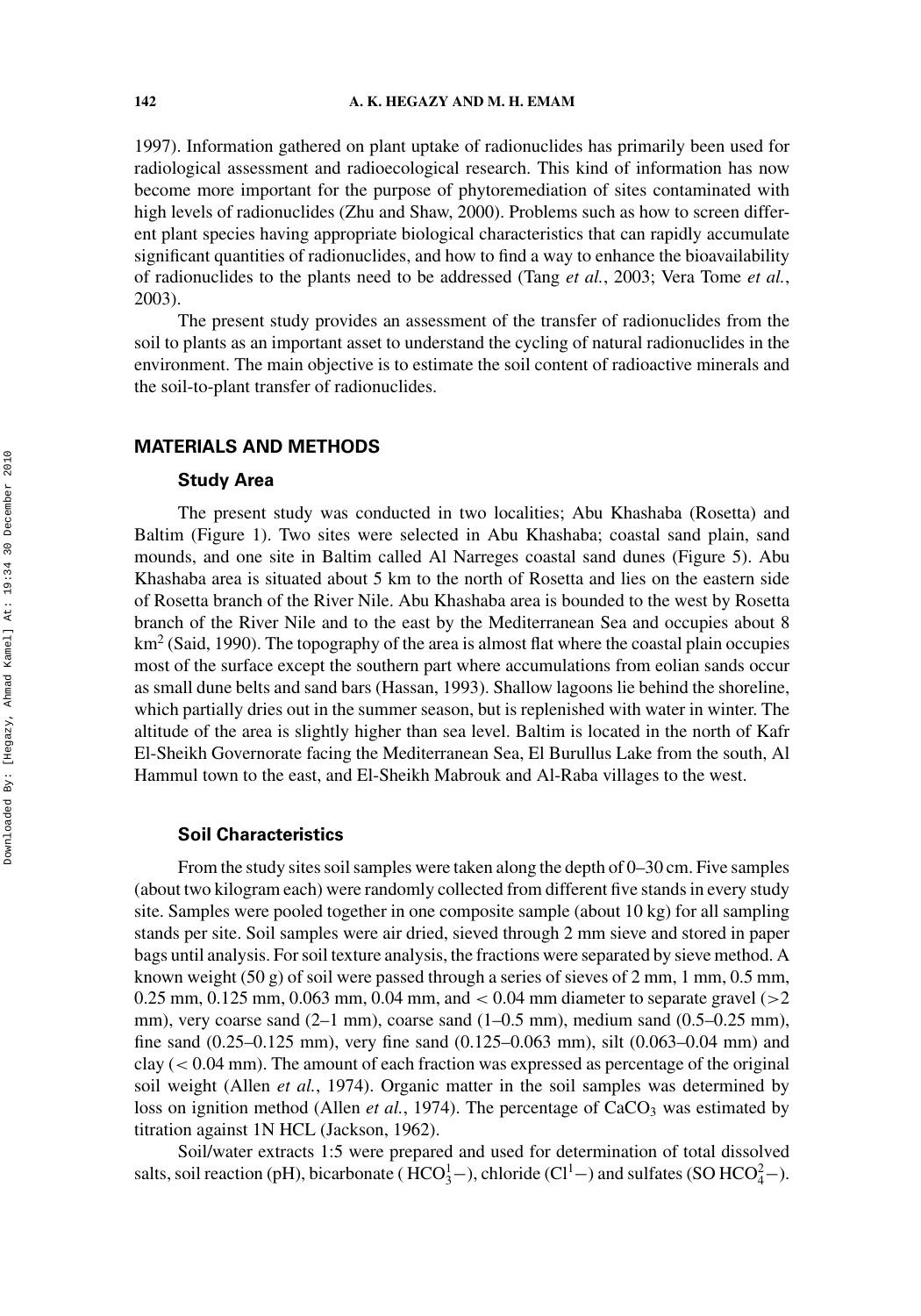1997). Information gathered on plant uptake of radionuclides has primarily been used for radiological assessment and radioecological research. This kind of information has now become more important for the purpose of phytoremediation of sites contaminated with high levels of radionuclides (Zhu and Shaw, 2000). Problems such as how to screen different plant species having appropriate biological characteristics that can rapidly accumulate significant quantities of radionuclides, and how to find a way to enhance the bioavailability of radionuclides to the plants need to be addressed (Tang *et al.*, 2003; Vera Tome *et al.*, 2003).

The present study provides an assessment of the transfer of radionuclides from the soil to plants as an important asset to understand the cycling of natural radionuclides in the environment. The main objective is to estimate the soil content of radioactive minerals and the soil-to-plant transfer of radionuclides.

## MATERIALS AND METHODS

### Study Area

The present study was conducted in two localities; Abu Khashaba (Rosetta) and Baltim (Figure 1). Two sites were selected in Abu Khashaba; coastal sand plain, sand mounds, and one site in Baltim called Al Narreges coastal sand dunes (Figure 5). Abu Khashaba area is situated about 5 km to the north of Rosetta and lies on the eastern side of Rosetta branch of the River Nile. Abu Khashaba area is bounded to the west by Rosetta branch of the River Nile and to the east by the Mediterranean Sea and occupies about 8 $km^2$ (Said, 1990). The topography of the area is almost flat where the coastal plain occupies most of the surface except the southern part where accumulations from eolian sands occur as small dune belts and sand bars (Hassan, 1993). Shallow lagoons lie behind the shoreline, which partially dries out in the summer season, but is replenished with water in winter. The altitude of the area is slightly higher than sea level. Baltim is located in the north of Kafr El-Sheikh Governorate facing the Mediterranean Sea, El Burullus Lake from the south, Al Hammul town to the east, and El-Sheikh Mabrouk and Al-Raba villages to the west.

### Soil Characteristics

From the study sites soil samples were taken along the depth of 0–30 cm. Five samples (about two kilogram each) were randomly collected from different five stands in every study site. Samples were pooled together in one composite sample (about 10 kg) for all sampling stands per site. Soil samples were air dried, sieved through 2 mm sieve and stored in paper bags until analysis. For soil texture analysis, the fractions were separated by sieve method. A known weight (50 g) of soil were passed through a series of sieves of 2 mm, 1 mm, 0.5 mm, 0.25 mm, 0.125 mm, 0.063 mm, 0.04 mm, and < 0.04 mm diameter to separate gravel (>2 mm), very coarse sand (2–1 mm), coarse sand (1–0.5 mm), medium sand (0.5–0.25 mm), fine sand (0.25–0.125 mm), very fine sand (0.125–0.063 mm), silt (0.063–0.04 mm) and clay (< 0.04 mm). The amount of each fraction was expressed as percentage of the original soil weight (Allen *et al.*, 1974). Organic matter in the soil samples was determined by loss on ignition method (Allen *et al.*, 1974). The percentage of $CaCO_3$ was estimated by titration against 1N HCL (Jackson, 1962).

Soil/water extracts 1:5 were prepared and used for determination of total dissolved salts, soil reaction (pH), bicarbonate ( $HCO_3^1-$), chloride ($Cl^1-$) and sulfates ($SO\,HCO_4^2-$).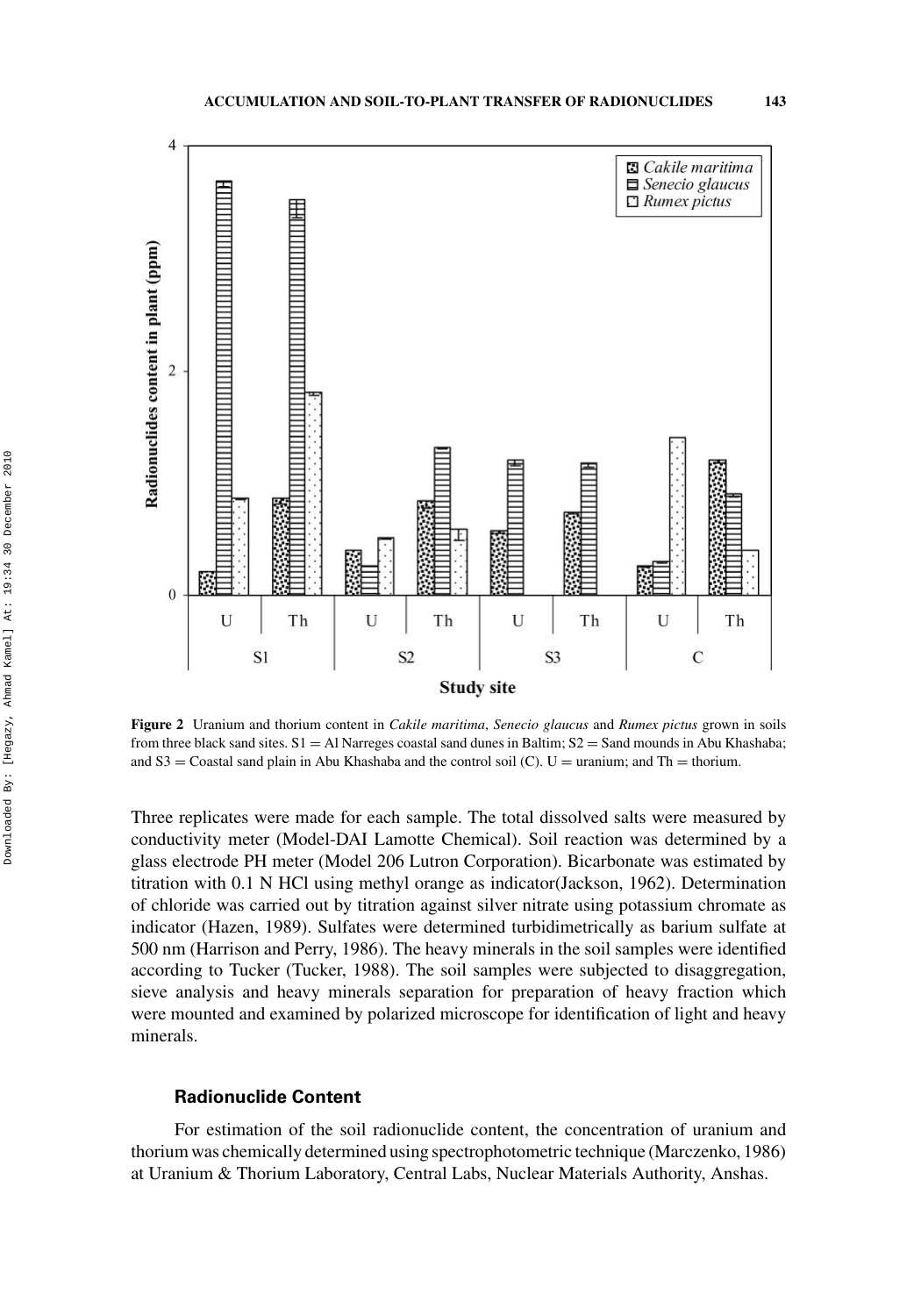**Figure 2** Uranium and thorium content in *Cakile maritima*, *Senecio glaucus* and *Rumex pictus* grown in soils from three black sand sites. S1 = Al Narreges coastal sand dunes in Baltim; S2 = Sand mounds in Abu Khashaba; and S3 = Coastal sand plain in Abu Khashaba and the control soil (C). U = uranium; and Th = thorium.

Three replicates were made for each sample. The total dissolved salts were measured by conductivity meter (Model-DAI Lamotte Chemical). Soil reaction was determined by a glass electrode PH meter (Model 206 Lutron Corporation). Bicarbonate was estimated by titration with 0.1 N HCl using methyl orange as indicator(Jackson, 1962). Determination of chloride was carried out by titration against silver nitrate using potassium chromate as indicator (Hazen, 1989). Sulfates were determined turbidimetrically as barium sulfate at 500 nm (Harrison and Perry, 1986). The heavy minerals in the soil samples were identified according to Tucker (Tucker, 1988). The soil samples were subjected to disaggregation, sieve analysis and heavy minerals separation for preparation of heavy fraction which were mounted and examined by polarized microscope for identification of light and heavy minerals.

### Radionuclide Content

For estimation of the soil radionuclide content, the concentration of uranium and thorium was chemically determined using spectrophotometric technique (Marczenko, 1986) at Uranium & Thorium Laboratory, Central Labs, Nuclear Materials Authority, Anshas.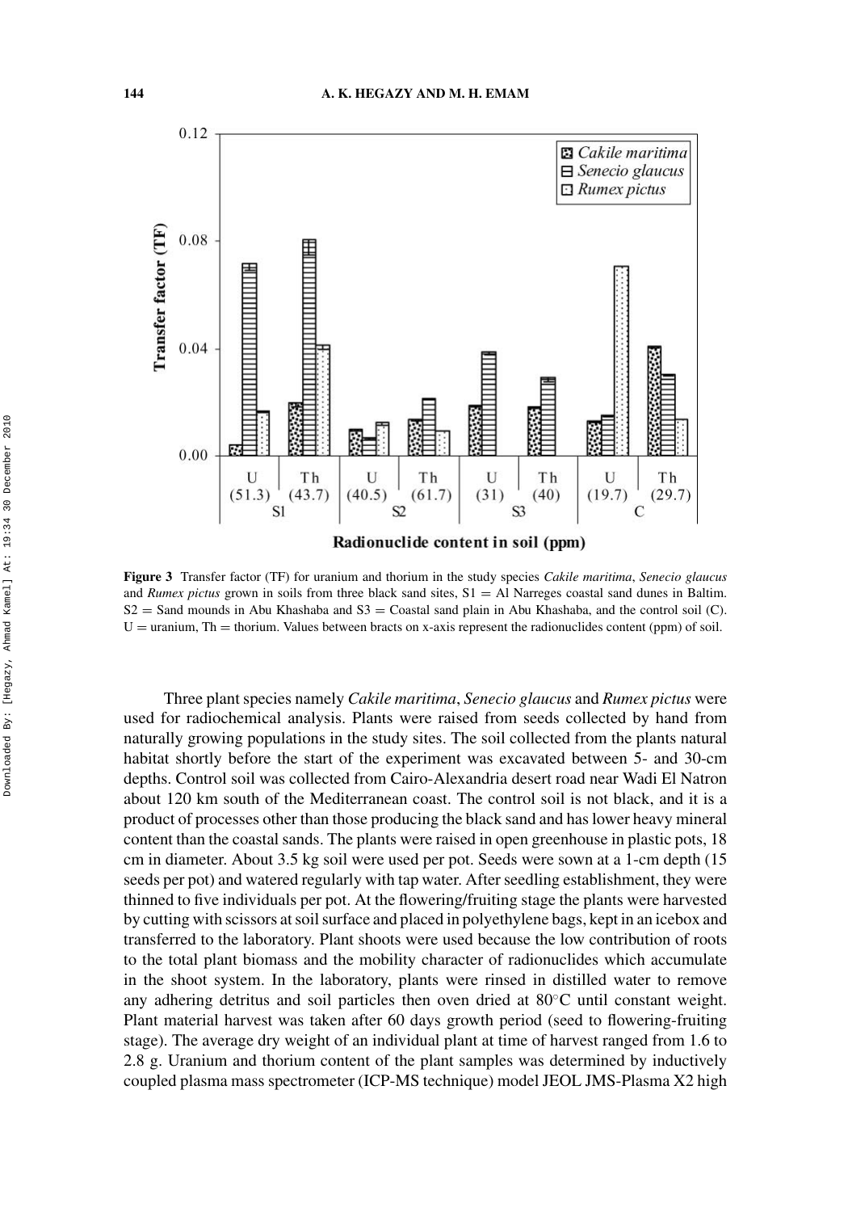**Figure 3** Transfer factor (TF) for uranium and thorium in the study species *Cakile maritima*, *Senecio glaucus* and *Rumex pictus* grown in soils from three black sand sites, S1 = Al Narreges coastal sand dunes in Baltim. S2 = Sand mounds in Abu Khashaba and S3 = Coastal sand plain in Abu Khashaba, and the control soil (C). U = uranium, Th = thorium. Values between bracts on x-axis represent the radionuclides content (ppm) of soil.

Three plant species namely *Cakile maritima*, *Senecio glaucus* and *Rumex pictus* were used for radiochemical analysis. Plants were raised from seeds collected by hand from naturally growing populations in the study sites. The soil collected from the plants natural habitat shortly before the start of the experiment was excavated between 5- and 30-cm depths. Control soil was collected from Cairo-Alexandria desert road near Wadi El Natron about 120 km south of the Mediterranean coast. The control soil is not black, and it is a product of processes other than those producing the black sand and has lower heavy mineral content than the coastal sands. The plants were raised in open greenhouse in plastic pots, 18 cm in diameter. About 3.5 kg soil were used per pot. Seeds were sown at a 1-cm depth (15 seeds per pot) and watered regularly with tap water. After seedling establishment, they were thinned to five individuals per pot. At the flowering/fruiting stage the plants were harvested by cutting with scissors at soil surface and placed in polyethylene bags, kept in an icebox and transferred to the laboratory. Plant shoots were used because the low contribution of roots to the total plant biomass and the mobility character of radionuclides which accumulate in the shoot system. In the laboratory, plants were rinsed in distilled water to remove any adhering detritus and soil particles then oven dried at 80°C until constant weight. Plant material harvest was taken after 60 days growth period (seed to flowering-fruiting stage). The average dry weight of an individual plant at time of harvest ranged from 1.6 to 2.8 g. Uranium and thorium content of the plant samples was determined by inductively coupled plasma mass spectrometer (ICP-MS technique) model JEOL JMS-Plasma X2 high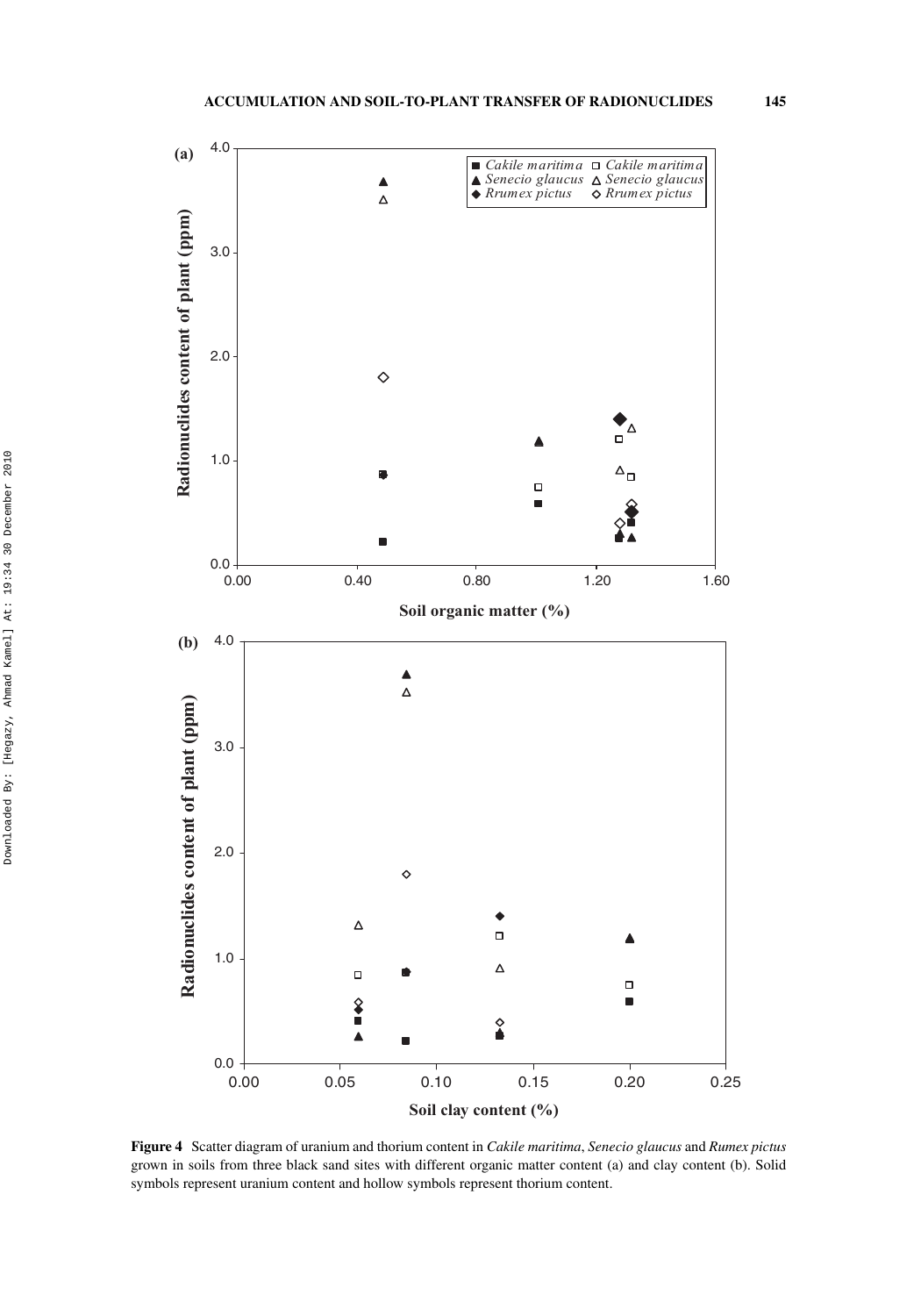**Figure 4** Scatter diagram of uranium and thorium content in *Cakile maritima*, *Senecio glaucus* and *Rumex pictus* grown in soils from three black sand sites with different organic matter content (a) and clay content (b). Solid symbols represent uranium content and hollow symbols represent thorium content.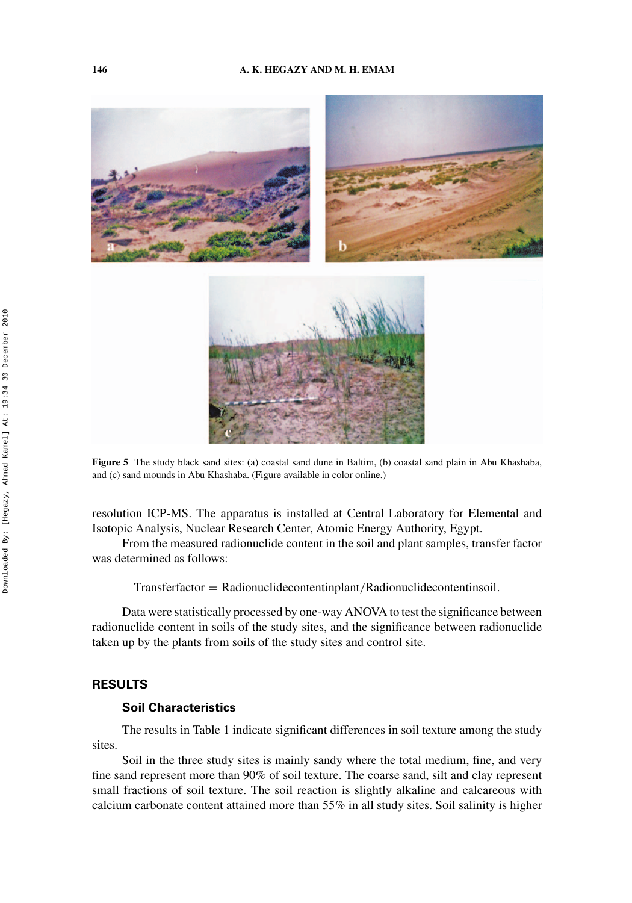Figure 5 The study black sand sites: (a) coastal sand dune in Baltim, (b) coastal sand plain in Abu Khashaba, and (c) sand mounds in Abu Khashaba. (Figure available in color online.)

resolution ICP-MS. The apparatus is installed at Central Laboratory for Elemental and Isotopic Analysis, Nuclear Research Center, Atomic Energy Authority, Egypt.

From the measured radionuclide content in the soil and plant samples, transfer factor was determined as follows:

$$\text{Transfer factor} = \text{Radionuclide content in plant}/\text{Radionuclide content in soil}.$$

Data were statistically processed by one-way ANOVA to test the significance between radionuclide content in soils of the study sites, and the significance between radionuclide taken up by the plants from soils of the study sites and control site.

## RESULTS

### Soil Characteristics

The results in Table 1 indicate significant differences in soil texture among the study sites.

Soil in the three study sites is mainly sandy where the total medium, fine, and very fine sand represent more than 90% of soil texture. The coarse sand, silt and clay represent small fractions of soil texture. The soil reaction is slightly alkaline and calcareous with calcium carbonate content attained more than 55% in all study sites. Soil salinity is higher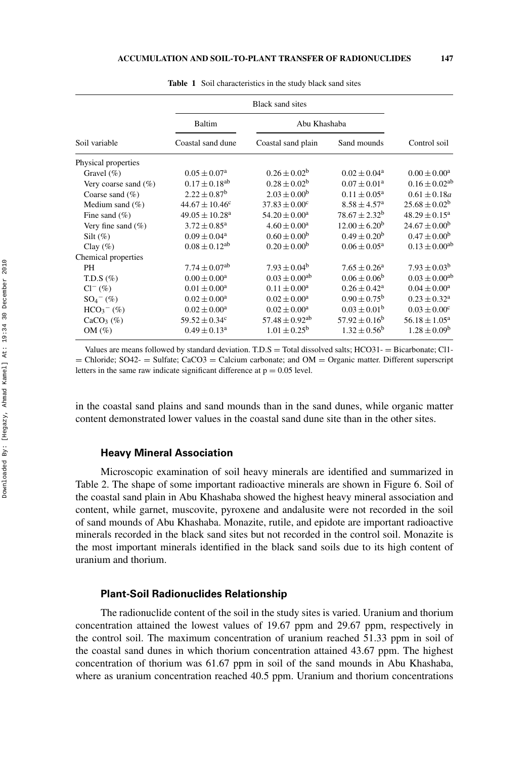**Table 1** Soil characteristics in the study black sand sites

| | Black sand sites | | | |
|---|---|---|---|---|
| | Baltim | Abu Khashaba | | |
| Soil variable | Coastal sand dune | Coastal sand plain | Sand mounds | Control soil |
| Physical properties | | | | |
| Gravel (%) | $0.05 \pm 0.07^{a}$ | $0.26 \pm 0.02^{b}$ | $0.02 \pm 0.04^{a}$ | $0.00 \pm 0.00^{a}$ |
| Very coarse sand (%) | $0.17 \pm 0.18^{ab}$ | $0.28 \pm 0.02^{b}$ | $0.07 \pm 0.01^{a}$ | $0.16 \pm 0.02^{ab}$ |
| Coarse sand (%) | $2.22 \pm 0.87^{b}$ | $2.03 \pm 0.00^{b}$ | $0.11 \pm 0.05^{a}$ | $0.61 \pm 0.18a$ |
| Medium sand (%) | $44.67 \pm 10.46^{c}$ | $37.83 \pm 0.00^{c}$ | $8.58 \pm 4.57^{a}$ | $25.68 \pm 0.02^{b}$ |
| Fine sand (%) | $49.05 \pm 10.28^{a}$ | $54.20 \pm 0.00^{a}$ | $78.67 \pm 2.32^{b}$ | $48.29 \pm 0.15^{a}$ |
| Very fine sand (%) | $3.72 \pm 0.85^{a}$ | $4.60 \pm 0.00^{a}$ | $12.00 \pm 6.20^{b}$ | $24.67 \pm 0.00^{b}$ |
| Silt (%) | $0.09 \pm 0.04^{a}$ | $0.60 \pm 0.00^{b}$ | $0.49 \pm 0.20^{b}$ | $0.47 \pm 0.00^{b}$ |
| Clay (%) | $0.08 \pm 0.12^{ab}$ | $0.20 \pm 0.00^{b}$ | $0.06 \pm 0.05^{a}$ | $0.13 \pm 0.00^{ab}$ |
| Chemical properties | | | | |
| PH | $7.74 \pm 0.07^{ab}$ | $7.93 \pm 0.04^{b}$ | $7.65 \pm 0.26^{a}$ | $7.93 \pm 0.03^{b}$ |
| T.D.S (%) | $0.00 \pm 0.00^{a}$ | $0.03 \pm 0.00^{ab}$ | $0.06 \pm 0.06^{b}$ | $0.03 \pm 0.00^{ab}$ |
| $Cl^{-}$ (%) | $0.01 \pm 0.00^{a}$ | $0.11 \pm 0.00^{a}$ | $0.26 \pm 0.42^{a}$ | $0.04 \pm 0.00^{a}$ |
| $SO_4^{-}$ (%) | $0.02 \pm 0.00^{a}$ | $0.02 \pm 0.00^{a}$ | $0.90 \pm 0.75^{b}$ | $0.23 \pm 0.32^{a}$ |
| $HCO_3^{-}$ (%) | $0.02 \pm 0.00^{a}$ | $0.02 \pm 0.00^{a}$ | $0.03 \pm 0.01^{b}$ | $0.03 \pm 0.00^{c}$ |
| $CaCO_3$ (%) | $59.52 \pm 0.34^{c}$ | $57.48 \pm 0.92^{ab}$ | $57.92 \pm 0.16^{b}$ | $56.18 \pm 1.05^{a}$ |
| OM (%) | $0.49 \pm 0.13^{a}$ | $1.01 \pm 0.25^{b}$ | $1.32 \pm 0.56^{b}$ | $1.28 \pm 0.09^{b}$ |

Values are means followed by standard deviation. T.D.S = Total dissolved salts; HCO31- = Bicarbonate; Cl1- = Chloride; SO42- = Sulfate; CaCO3 = Calcium carbonate; and OM = Organic matter. Different superscript letters in the same raw indicate significant difference at $p = 0.05$ level.

in the coastal sand plains and sand mounds than in the sand dunes, while organic matter content demonstrated lower values in the coastal sand dune site than in the other sites.

### Heavy Mineral Association

Microscopic examination of soil heavy minerals are identified and summarized in Table 2. The shape of some important radioactive minerals are shown in Figure 6. Soil of the coastal sand plain in Abu Khashaba showed the highest heavy mineral association and content, while garnet, muscovite, pyroxene and andalusite were not recorded in the soil of sand mounds of Abu Khashaba. Monazite, rutile, and epidote are important radioactive minerals recorded in the black sand sites but not recorded in the control soil. Monazite is the most important minerals identified in the black sand soils due to its high content of uranium and thorium.

### Plant-Soil Radionuclides Relationship

The radionuclide content of the soil in the study sites is varied. Uranium and thorium concentration attained the lowest values of 19.67 ppm and 29.67 ppm, respectively in the control soil. The maximum concentration of uranium reached 51.33 ppm in soil of the coastal sand dunes in which thorium concentration attained 43.67 ppm. The highest concentration of thorium was 61.67 ppm in soil of the sand mounds in Abu Khashaba, where as uranium concentration reached 40.5 ppm. Uranium and thorium concentrations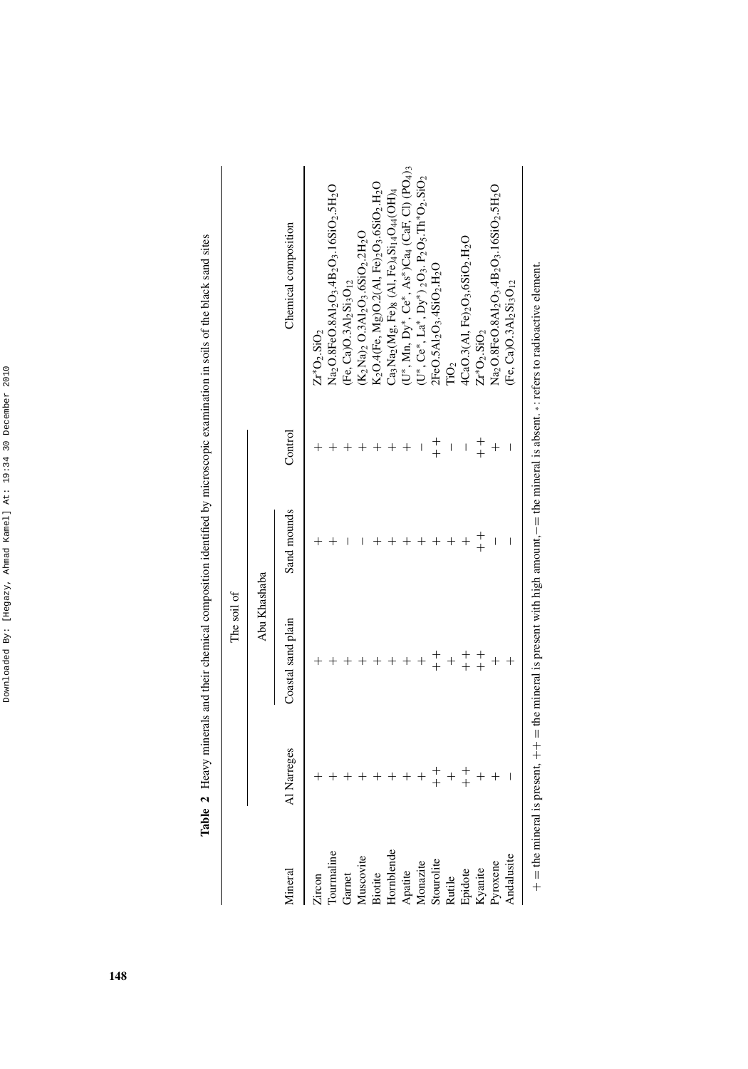**Table 2** Heavy minerals and their chemical composition identified by microscopic examination in soils of the black sand sites

| Mineral | The soil of | | | | Chemical composition |
|---|---|---|---|---|---|
| | Al Narreges | Abu Khashaba | | Control | |
| | | Coastal sand plain | Sand mounds | | |
| Zircon | + | + | + | + | $Zr^{*}O_2.SiO_2$ |
| Tourmaline | + | + | + | + | $Na_2O.8FeO.8Al_2O_3.4B_2O_3.16SiO_2.5H_2O$ |
| Garnet | + | + | − | + | $(Fe, Ca)O.3Al_2Si_3O_{12}$ |
| Muscovite | + | + | − | + | $(K_2Na)_2\ O.3Al_2O_3.6SiO_2.2H_2O$ |
| Biotite | + | + | + | + | $K_2O.4(Fe, Mg)O.2(Al, Fe)_2O_3.6SiO_2.H_2O$ |
| Hornblende | + | + | + | + | $Ca_3Na_2(Mg, Fe)_8\ (Al, Fe)_4Si_{14}O_{44}(OH)_4$ |
| Apatite | + | + | + | + | $(U^{*}, Mn, Dy^{*}, Ce^{*}, As^{*})Ca_4\ (CaF, Cl)\ (PO_4)_3$ |
| Monazite | + | + | + | − | $(U^{*}, Ce^{*}, La^{*}, Dy^{*})_2O_3.\ P_2O_5.Th^{*}O_2.SiO_2$ |
| Stourolite | ++ | ++ | + | ++ | $2FeO.5Al_2O_3.4SiO_2.H_2O$ |
| Rutile | + | + | + | − | $TiO_2$ |
| Epidote | ++ | ++ | + | − | $4CaO.3(Al, Fe)_2O_3.6SiO_2.H_2O$ |
| Kyanite | + | ++ | ++ | ++ | $Zr^{*}O_2.SiO_2$ |
| Pyroxene | + | + | − | + | $Na_2O.8FeO.8Al_2O_3.4B_2O_3.16SiO_2.5H_2O$ |
| Andalusite | − | + | − | − | $(Fe, Ca)O.3Al_2Si_3O_{12}$ |

+ = the mineral is present, ++ = the mineral is present with high amount, − = the mineral is absent. *: refers to radioactive element.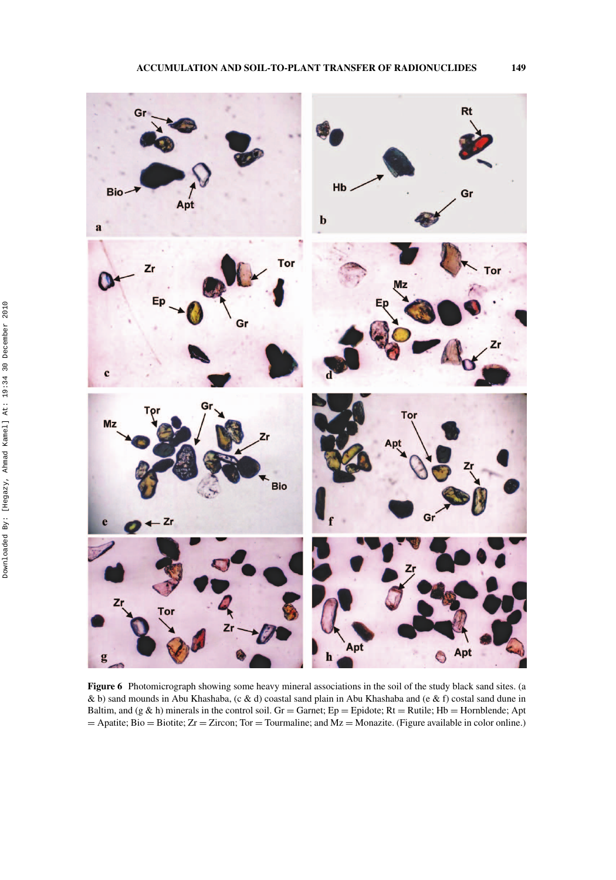**Figure 6** Photomicrograph showing some heavy mineral associations in the soil of the study black sand sites. (a & b) sand mounds in Abu Khashaba, (c & d) coastal sand plain in Abu Khashaba and (e & f) costal sand dune in Baltim, and (g & h) minerals in the control soil. Gr = Garnet; Ep = Epidote; Rt = Rutile; Hb = Hornblende; Apt = Apatite; Bio = Biotite; Zr = Zircon; Tor = Tourmaline; and Mz = Monazite. (Figure available in color online.)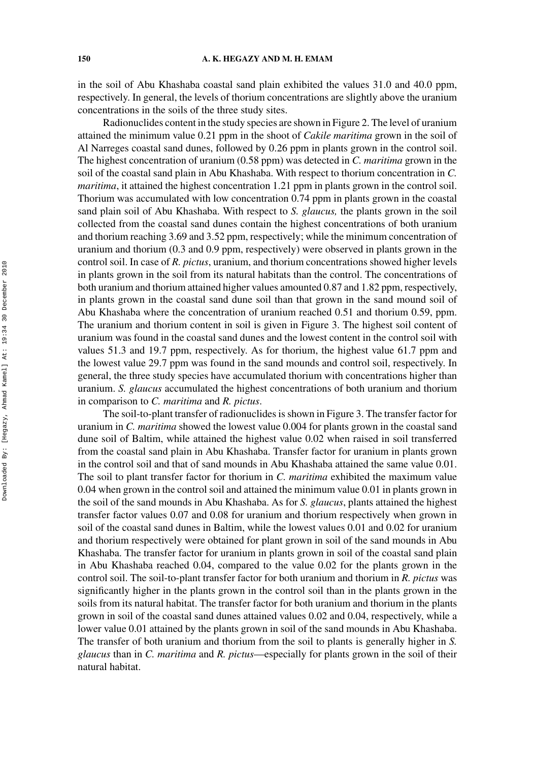in the soil of Abu Khashaba coastal sand plain exhibited the values 31.0 and 40.0 ppm, respectively. In general, the levels of thorium concentrations are slightly above the uranium concentrations in the soils of the three study sites.

Radionuclides content in the study species are shown in Figure 2. The level of uranium attained the minimum value 0.21 ppm in the shoot of *Cakile maritima* grown in the soil of Al Narreges coastal sand dunes, followed by 0.26 ppm in plants grown in the control soil. The highest concentration of uranium (0.58 ppm) was detected in *C. maritima* grown in the soil of the coastal sand plain in Abu Khashaba. With respect to thorium concentration in *C. maritima*, it attained the highest concentration 1.21 ppm in plants grown in the control soil. Thorium was accumulated with low concentration 0.74 ppm in plants grown in the coastal sand plain soil of Abu Khashaba. With respect to *S. glaucus,* the plants grown in the soil collected from the coastal sand dunes contain the highest concentrations of both uranium and thorium reaching 3.69 and 3.52 ppm, respectively; while the minimum concentration of uranium and thorium (0.3 and 0.9 ppm, respectively) were observed in plants grown in the control soil. In case of *R. pictus*, uranium, and thorium concentrations showed higher levels in plants grown in the soil from its natural habitats than the control. The concentrations of both uranium and thorium attained higher values amounted 0.87 and 1.82 ppm, respectively, in plants grown in the coastal sand dune soil than that grown in the sand mound soil of Abu Khashaba where the concentration of uranium reached 0.51 and thorium 0.59, ppm. The uranium and thorium content in soil is given in Figure 3. The highest soil content of uranium was found in the coastal sand dunes and the lowest content in the control soil with values 51.3 and 19.7 ppm, respectively. As for thorium, the highest value 61.7 ppm and the lowest value 29.7 ppm was found in the sand mounds and control soil, respectively. In general, the three study species have accumulated thorium with concentrations higher than uranium. *S. glaucus* accumulated the highest concentrations of both uranium and thorium in comparison to *C. maritima* and *R. pictus*.

The soil-to-plant transfer of radionuclides is shown in Figure 3. The transfer factor for uranium in *C. maritima* showed the lowest value 0.004 for plants grown in the coastal sand dune soil of Baltim, while attained the highest value 0.02 when raised in soil transferred from the coastal sand plain in Abu Khashaba. Transfer factor for uranium in plants grown in the control soil and that of sand mounds in Abu Khashaba attained the same value 0.01. The soil to plant transfer factor for thorium in *C. maritima* exhibited the maximum value 0.04 when grown in the control soil and attained the minimum value 0.01 in plants grown in the soil of the sand mounds in Abu Khashaba. As for *S. glaucus*, plants attained the highest transfer factor values 0.07 and 0.08 for uranium and thorium respectively when grown in soil of the coastal sand dunes in Baltim, while the lowest values 0.01 and 0.02 for uranium and thorium respectively were obtained for plant grown in soil of the sand mounds in Abu Khashaba. The transfer factor for uranium in plants grown in soil of the coastal sand plain in Abu Khashaba reached 0.04, compared to the value 0.02 for the plants grown in the control soil. The soil-to-plant transfer factor for both uranium and thorium in *R. pictus* was significantly higher in the plants grown in the control soil than in the plants grown in the soils from its natural habitat. The transfer factor for both uranium and thorium in the plants grown in soil of the coastal sand dunes attained values 0.02 and 0.04, respectively, while a lower value 0.01 attained by the plants grown in soil of the sand mounds in Abu Khashaba. The transfer of both uranium and thorium from the soil to plants is generally higher in *S. glaucus* than in *C. maritima* and *R. pictus*—especially for plants grown in the soil of their natural habitat.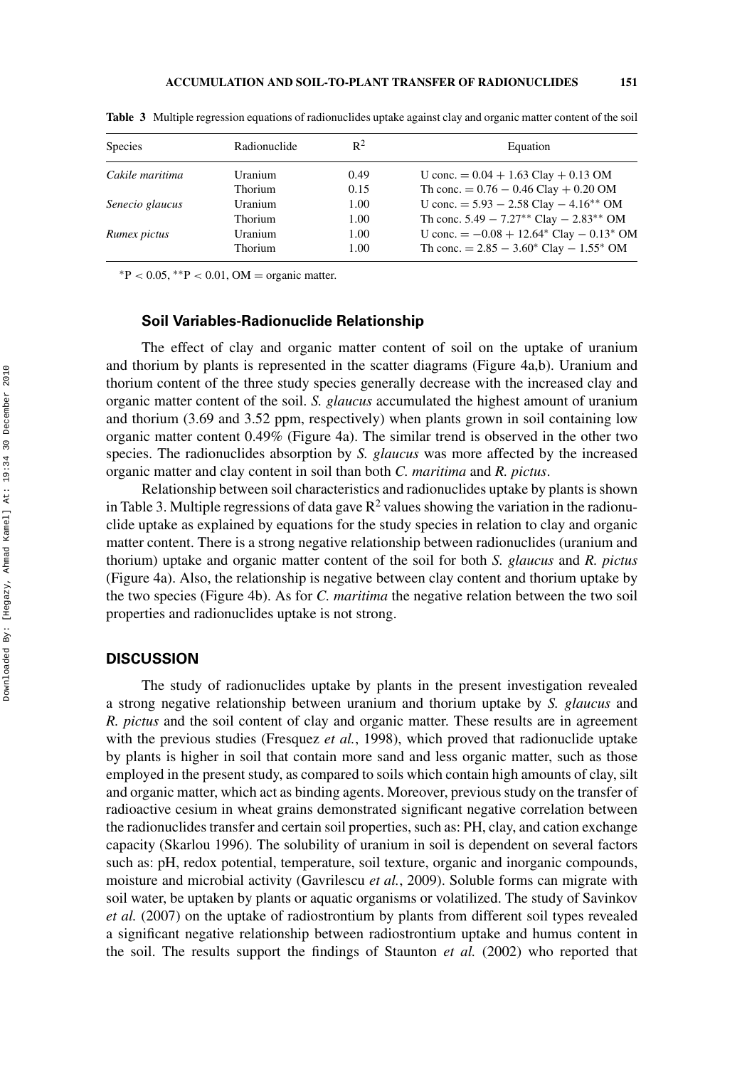**Table 3** Multiple regression equations of radionuclides uptake against clay and organic matter content of the soil

| Species | Radionuclide | $R^2$ | Equation |
|---|---|---|---|
| *Cakile maritima* | Uranium | 0.49 | U conc. = $0.04 + 1.63$ Clay + $0.13$ OM |
| | Thorium | 0.15 | Th conc. = $0.76 - 0.46$ Clay + $0.20$ OM |
| *Senecio glaucus* | Uranium | 1.00 | U conc. = $5.93 - 2.58$ Clay $- 4.16^{**}$ OM |
| | Thorium | 1.00 | Th conc. $5.49 - 7.27^{**}$ Clay $- 2.83^{**}$ OM |
| *Rumex pictus* | Uranium | 1.00 | U conc. = $-0.08 + 12.64^{*}$ Clay $- 0.13^{*}$ OM |
| | Thorium | 1.00 | Th conc. = $2.85 - 3.60^{*}$ Clay $- 1.55^{*}$ OM |

$^{*}P < 0.05$, $^{**}P < 0.01$, OM = organic matter.

### Soil Variables-Radionuclide Relationship

The effect of clay and organic matter content of soil on the uptake of uranium and thorium by plants is represented in the scatter diagrams (Figure 4a,b). Uranium and thorium content of the three study species generally decrease with the increased clay and organic matter content of the soil. *S. glaucus* accumulated the highest amount of uranium and thorium (3.69 and 3.52 ppm, respectively) when plants grown in soil containing low organic matter content 0.49% (Figure 4a). The similar trend is observed in the other two species. The radionuclides absorption by *S. glaucus* was more affected by the increased organic matter and clay content in soil than both *C. maritima* and *R. pictus*.

Relationship between soil characteristics and radionuclides uptake by plants is shown in Table 3. Multiple regressions of data gave $R^2$ values showing the variation in the radionuclide uptake as explained by equations for the study species in relation to clay and organic matter content. There is a strong negative relationship between radionuclides (uranium and thorium) uptake and organic matter content of the soil for both *S. glaucus* and *R. pictus* (Figure 4a). Also, the relationship is negative between clay content and thorium uptake by the two species (Figure 4b). As for *C. maritima* the negative relation between the two soil properties and radionuclides uptake is not strong.

## DISCUSSION

The study of radionuclides uptake by plants in the present investigation revealed a strong negative relationship between uranium and thorium uptake by *S. glaucus* and *R. pictus* and the soil content of clay and organic matter. These results are in agreement with the previous studies (Fresquez *et al.*, 1998), which proved that radionuclide uptake by plants is higher in soil that contain more sand and less organic matter, such as those employed in the present study, as compared to soils which contain high amounts of clay, silt and organic matter, which act as binding agents. Moreover, previous study on the transfer of radioactive cesium in wheat grains demonstrated significant negative correlation between the radionuclides transfer and certain soil properties, such as: PH, clay, and cation exchange capacity (Skarlou 1996). The solubility of uranium in soil is dependent on several factors such as: pH, redox potential, temperature, soil texture, organic and inorganic compounds, moisture and microbial activity (Gavrilescu *et al.*, 2009). Soluble forms can migrate with soil water, be uptaken by plants or aquatic organisms or volatilized. The study of Savinkov *et al.* (2007) on the uptake of radiostrontium by plants from different soil types revealed a significant negative relationship between radiostrontium uptake and humus content in the soil. The results support the findings of Staunton *et al.* (2002) who reported that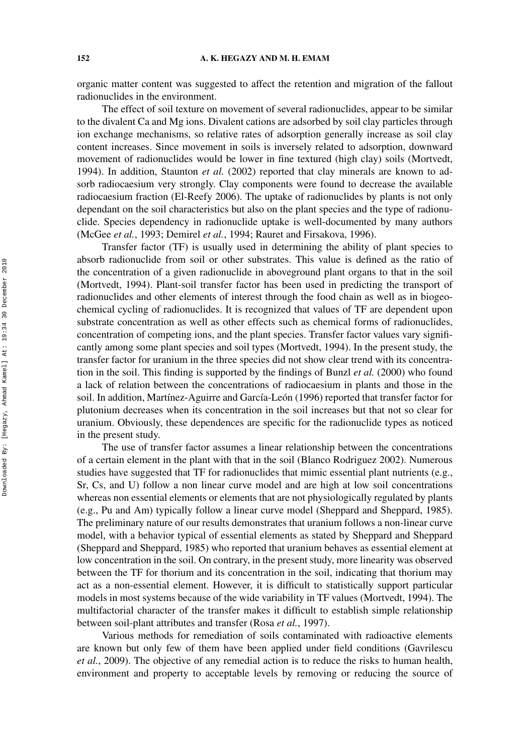organic matter content was suggested to affect the retention and migration of the fallout radionuclides in the environment.

The effect of soil texture on movement of several radionuclides, appear to be similar to the divalent Ca and Mg ions. Divalent cations are adsorbed by soil clay particles through ion exchange mechanisms, so relative rates of adsorption generally increase as soil clay content increases. Since movement in soils is inversely related to adsorption, downward movement of radionuclides would be lower in fine textured (high clay) soils (Mortvedt, 1994). In addition, Staunton *et al.* (2002) reported that clay minerals are known to adsorb radiocaesium very strongly. Clay components were found to decrease the available radiocaesium fraction (El-Reefy 2006). The uptake of radionuclides by plants is not only dependant on the soil characteristics but also on the plant species and the type of radionuclide. Species dependency in radionuclide uptake is well-documented by many authors (McGee *et al.*, 1993; Demirel *et al.*, 1994; Rauret and Firsakova, 1996).

Transfer factor (TF) is usually used in determining the ability of plant species to absorb radionuclide from soil or other substrates. This value is defined as the ratio of the concentration of a given radionuclide in aboveground plant organs to that in the soil (Mortvedt, 1994). Plant-soil transfer factor has been used in predicting the transport of radionuclides and other elements of interest through the food chain as well as in biogeochemical cycling of radionuclides. It is recognized that values of TF are dependent upon substrate concentration as well as other effects such as chemical forms of radionuclides, concentration of competing ions, and the plant species. Transfer factor values vary significantly among some plant species and soil types (Mortvedt, 1994). In the present study, the transfer factor for uranium in the three species did not show clear trend with its concentration in the soil. This finding is supported by the findings of Bunzl *et al.* (2000) who found a lack of relation between the concentrations of radiocaesium in plants and those in the soil. In addition, Martínez-Aguirre and García-León (1996) reported that transfer factor for plutonium decreases when its concentration in the soil increases but that not so clear for uranium. Obviously, these dependences are specific for the radionuclide types as noticed in the present study.

The use of transfer factor assumes a linear relationship between the concentrations of a certain element in the plant with that in the soil (Blanco Rodriguez 2002). Numerous studies have suggested that TF for radionuclides that mimic essential plant nutrients (e.g., Sr, Cs, and U) follow a non linear curve model and are high at low soil concentrations whereas non essential elements or elements that are not physiologically regulated by plants (e.g., Pu and Am) typically follow a linear curve model (Sheppard and Sheppard, 1985). The preliminary nature of our results demonstrates that uranium follows a non-linear curve model, with a behavior typical of essential elements as stated by Sheppard and Sheppard (Sheppard and Sheppard, 1985) who reported that uranium behaves as essential element at low concentration in the soil. On contrary, in the present study, more linearity was observed between the TF for thorium and its concentration in the soil, indicating that thorium may act as a non-essential element. However, it is difficult to statistically support particular models in most systems because of the wide variability in TF values (Mortvedt, 1994). The multifactorial character of the transfer makes it difficult to establish simple relationship between soil-plant attributes and transfer (Rosa *et al.*, 1997).

Various methods for remediation of soils contaminated with radioactive elements are known but only few of them have been applied under field conditions (Gavrilescu *et al.*, 2009). The objective of any remedial action is to reduce the risks to human health, environment and property to acceptable levels by removing or reducing the source of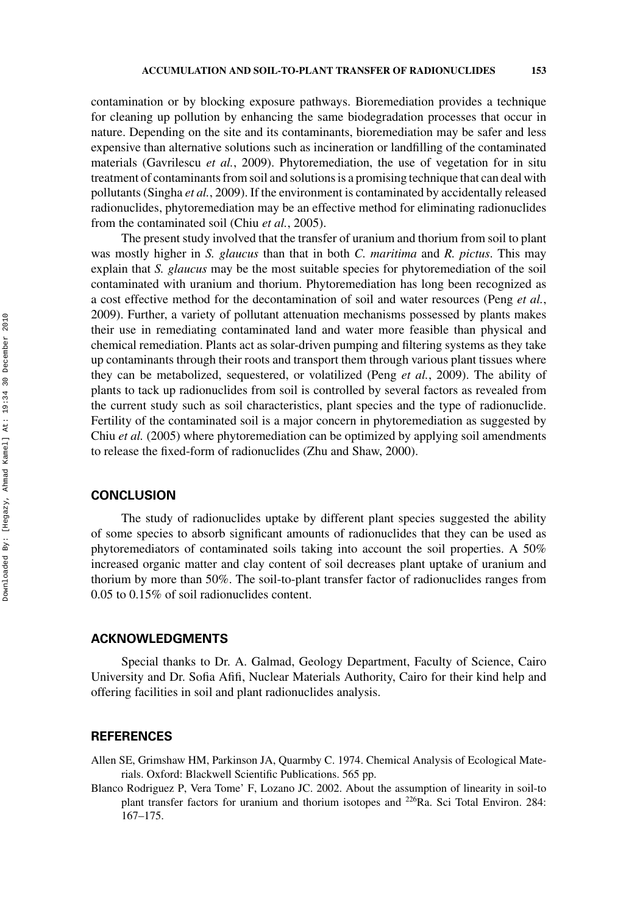contamination or by blocking exposure pathways. Bioremediation provides a technique for cleaning up pollution by enhancing the same biodegradation processes that occur in nature. Depending on the site and its contaminants, bioremediation may be safer and less expensive than alternative solutions such as incineration or landfilling of the contaminated materials (Gavrilescu *et al.*, 2009). Phytoremediation, the use of vegetation for in situ treatment of contaminants from soil and solutions is a promising technique that can deal with pollutants (Singha *et al.*, 2009). If the environment is contaminated by accidentally released radionuclides, phytoremediation may be an effective method for eliminating radionuclides from the contaminated soil (Chiu *et al.*, 2005).

The present study involved that the transfer of uranium and thorium from soil to plant was mostly higher in *S. glaucus* than that in both *C. maritima* and *R. pictus*. This may explain that *S. glaucus* may be the most suitable species for phytoremediation of the soil contaminated with uranium and thorium. Phytoremediation has long been recognized as a cost effective method for the decontamination of soil and water resources (Peng *et al.*, 2009). Further, a variety of pollutant attenuation mechanisms possessed by plants makes their use in remediating contaminated land and water more feasible than physical and chemical remediation. Plants act as solar-driven pumping and filtering systems as they take up contaminants through their roots and transport them through various plant tissues where they can be metabolized, sequestered, or volatilized (Peng *et al.*, 2009). The ability of plants to tack up radionuclides from soil is controlled by several factors as revealed from the current study such as soil characteristics, plant species and the type of radionuclide. Fertility of the contaminated soil is a major concern in phytoremediation as suggested by Chiu *et al.* (2005) where phytoremediation can be optimized by applying soil amendments to release the fixed-form of radionuclides (Zhu and Shaw, 2000).

## CONCLUSION

The study of radionuclides uptake by different plant species suggested the ability of some species to absorb significant amounts of radionuclides that they can be used as phytoremediators of contaminated soils taking into account the soil properties. A 50% increased organic matter and clay content of soil decreases plant uptake of uranium and thorium by more than 50%. The soil-to-plant transfer factor of radionuclides ranges from 0.05 to 0.15% of soil radionuclides content.

## ACKNOWLEDGMENTS

Special thanks to Dr. A. Galmad, Geology Department, Faculty of Science, Cairo University and Dr. Sofia Afifi, Nuclear Materials Authority, Cairo for their kind help and offering facilities in soil and plant radionuclides analysis.

## REFERENCES

Allen SE, Grimshaw HM, Parkinson JA, Quarmby C. 1974. Chemical Analysis of Ecological Materials. Oxford: Blackwell Scientific Publications. 565 pp.

Blanco Rodriguez P, Vera Tome' F, Lozano JC. 2002. About the assumption of linearity in soil-to plant transfer factors for uranium and thorium isotopes and $^{226}Ra$. Sci Total Environ. 284: 167–175.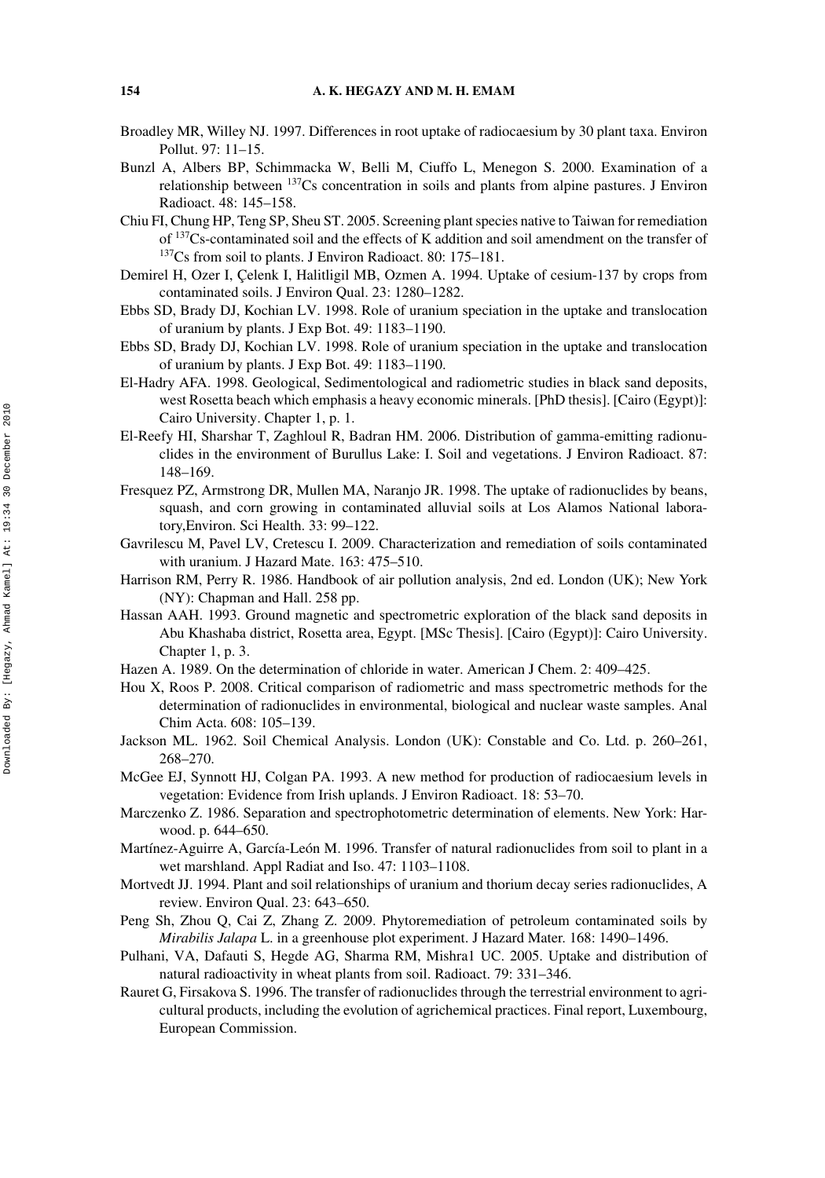Broadley MR, Willey NJ. 1997. Differences in root uptake of radiocaesium by 30 plant taxa. Environ Pollut. 97: 11–15.

Bunzl A, Albers BP, Schimmacka W, Belli M, Ciuffo L, Menegon S. 2000. Examination of a relationship between $^{137}$Cs concentration in soils and plants from alpine pastures. J Environ Radioact. 48: 145–158.

Chiu FI, Chung HP, Teng SP, Sheu ST. 2005. Screening plant species native to Taiwan for remediation of $^{137}$Cs-contaminated soil and the effects of K addition and soil amendment on the transfer of $^{137}$Cs from soil to plants. J Environ Radioact. 80: 175–181.

Demirel H, Ozer I, Çelenk I, Halitligil MB, Ozmen A. 1994. Uptake of cesium-137 by crops from contaminated soils. J Environ Qual. 23: 1280–1282.

Ebbs SD, Brady DJ, Kochian LV. 1998. Role of uranium speciation in the uptake and translocation of uranium by plants. J Exp Bot. 49: 1183–1190.

Ebbs SD, Brady DJ, Kochian LV. 1998. Role of uranium speciation in the uptake and translocation of uranium by plants. J Exp Bot. 49: 1183–1190.

El-Hadry AFA. 1998. Geological, Sedimentological and radiometric studies in black sand deposits, west Rosetta beach which emphasis a heavy economic minerals. [PhD thesis]. [Cairo (Egypt)]: Cairo University. Chapter 1, p. 1.

El-Reefy HI, Sharshar T, Zaghloul R, Badran HM. 2006. Distribution of gamma-emitting radionuclides in the environment of Burullus Lake: I. Soil and vegetations. J Environ Radioact. 87: 148–169.

Fresquez PZ, Armstrong DR, Mullen MA, Naranjo JR. 1998. The uptake of radionuclides by beans, squash, and corn growing in contaminated alluvial soils at Los Alamos National laboratory,Environ. Sci Health. 33: 99–122.

Gavrilescu M, Pavel LV, Cretescu I. 2009. Characterization and remediation of soils contaminated with uranium. J Hazard Mate. 163: 475–510.

Harrison RM, Perry R. 1986. Handbook of air pollution analysis, 2nd ed. London (UK); New York (NY): Chapman and Hall. 258 pp.

Hassan AAH. 1993. Ground magnetic and spectrometric exploration of the black sand deposits in Abu Khashaba district, Rosetta area, Egypt. [MSc Thesis]. [Cairo (Egypt)]: Cairo University. Chapter 1, p. 3.

Hazen A. 1989. On the determination of chloride in water. American J Chem. 2: 409–425.

Hou X, Roos P. 2008. Critical comparison of radiometric and mass spectrometric methods for the determination of radionuclides in environmental, biological and nuclear waste samples. Anal Chim Acta. 608: 105–139.

Jackson ML. 1962. Soil Chemical Analysis. London (UK): Constable and Co. Ltd. p. 260–261, 268–270.

McGee EJ, Synnott HJ, Colgan PA. 1993. A new method for production of radiocaesium levels in vegetation: Evidence from Irish uplands. J Environ Radioact. 18: 53–70.

Marczenko Z. 1986. Separation and spectrophotometric determination of elements. New York: Harwood. p. 644–650.

Martínez-Aguirre A, García-León M. 1996. Transfer of natural radionuclides from soil to plant in a wet marshland. Appl Radiat and Iso. 47: 1103–1108.

Mortvedt JJ. 1994. Plant and soil relationships of uranium and thorium decay series radionuclides, A review. Environ Qual. 23: 643–650.

Peng Sh, Zhou Q, Cai Z, Zhang Z. 2009. Phytoremediation of petroleum contaminated soils by *Mirabilis Jalapa* L. in a greenhouse plot experiment. J Hazard Mater. 168: 1490–1496.

Pulhani, VA, Dafauti S, Hegde AG, Sharma RM, Mishra1 UC. 2005. Uptake and distribution of natural radioactivity in wheat plants from soil. Radioact. 79: 331–346.

Rauret G, Firsakova S. 1996. The transfer of radionuclides through the terrestrial environment to agricultural products, including the evolution of agrichemical practices. Final report, Luxembourg, European Commission.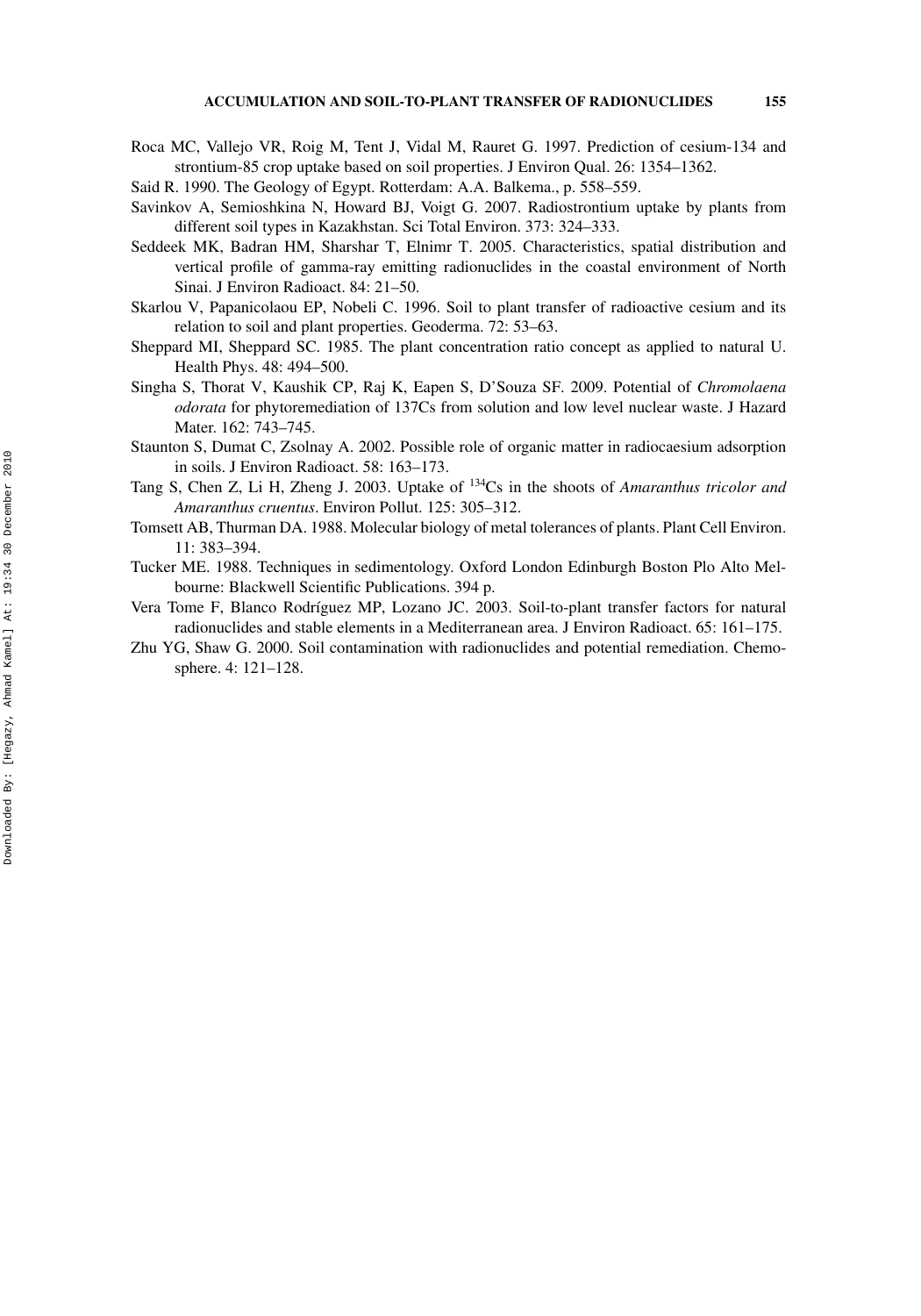Roca MC, Vallejo VR, Roig M, Tent J, Vidal M, Rauret G. 1997. Prediction of cesium-134 and strontium-85 crop uptake based on soil properties. J Environ Qual. 26: 1354–1362.

Said R. 1990. The Geology of Egypt. Rotterdam: A.A. Balkema., p. 558–559.

Savinkov A, Semioshkina N, Howard BJ, Voigt G. 2007. Radiostrontium uptake by plants from different soil types in Kazakhstan. Sci Total Environ. 373: 324–333.

Seddeek MK, Badran HM, Sharshar T, Elnimr T. 2005. Characteristics, spatial distribution and vertical profile of gamma-ray emitting radionuclides in the coastal environment of North Sinai. J Environ Radioact. 84: 21–50.

Skarlou V, Papanicolaou EP, Nobeli C. 1996. Soil to plant transfer of radioactive cesium and its relation to soil and plant properties. Geoderma. 72: 53–63.

Sheppard MI, Sheppard SC. 1985. The plant concentration ratio concept as applied to natural U. Health Phys. 48: 494–500.

Singha S, Thorat V, Kaushik CP, Raj K, Eapen S, D'Souza SF. 2009. Potential of *Chromolaena odorata* for phytoremediation of 137Cs from solution and low level nuclear waste. J Hazard Mater. 162: 743–745.

Staunton S, Dumat C, Zsolnay A. 2002. Possible role of organic matter in radiocaesium adsorption in soils. J Environ Radioact. 58: 163–173.

Tang S, Chen Z, Li H, Zheng J. 2003. Uptake of $^{134}$Cs in the shoots of *Amaranthus tricolor and Amaranthus cruentus*. Environ Pollut. 125: 305–312.

Tomsett AB, Thurman DA. 1988. Molecular biology of metal tolerances of plants. Plant Cell Environ. 11: 383–394.

Tucker ME. 1988. Techniques in sedimentology. Oxford London Edinburgh Boston Plo Alto Melbourne: Blackwell Scientific Publications. 394 p.

Vera Tome F, Blanco Rodríguez MP, Lozano JC. 2003. Soil-to-plant transfer factors for natural radionuclides and stable elements in a Mediterranean area. J Environ Radioact. 65: 161–175.

Zhu YG, Shaw G. 2000. Soil contamination with radionuclides and potential remediation. Chemosphere. 4: 121–128.